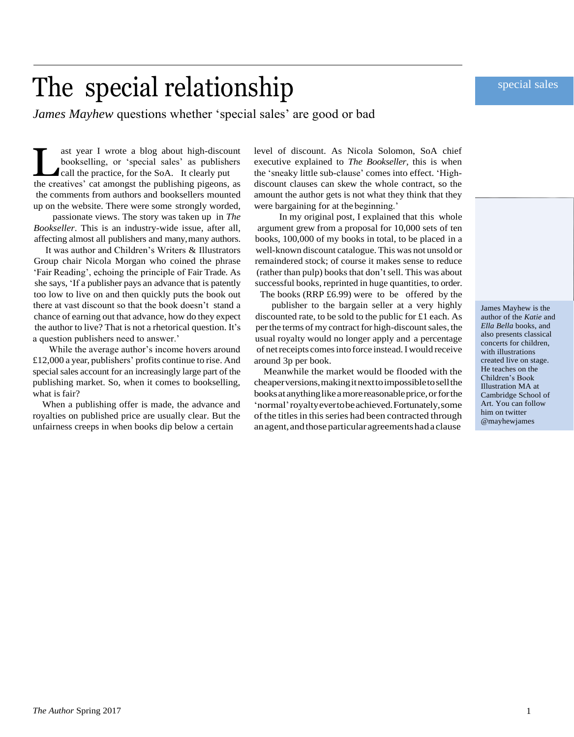# The special relationship

special sales

*James Mayhew* questions whether 'special sales' are good or bad

Last year I wrote a blog about high-discount bookselling, or 'special sales' as publishers call the practice, for the SoA. It clearly put the creatives' cat amongst the publishing pigeons, as the comments from authors and booksellers mounted up on the website. There were some strongly worded, passionate views. The story was taken up in *The Bookseller*. This is an industry-wide issue, after all, affecting almost all publishers and many, many authors.

It was author and Children's Writers & Illustrators Group chair Nicola Morgan who coined the phrase 'Fair Reading', echoing the principle of Fair Trade. As she says, 'If a publisher pays an advance that is patently too low to live on and then quickly puts the book out there at vast discount so that the book doesn't stand a chance of earning out that advance, how do they expect the author to live? That is not a rhetorical question. It's a question publishers need to answer.'

While the average author's income hovers around £12,000 a year, publishers' profits continue to rise. And special sales account for an increasingly large part of the publishing market. So, when it comes to bookselling, what is fair?

When a publishing offer is made, the advance and royalties on published price are usually clear. But the unfairness creeps in when books dip below a certain level of discount. As Nicola Solomon, SoA chief executive explained to *The Bookseller*, this is when the 'sneaky little sub-clause' comes into effect. 'High-discount clauses can skew the whole contract, so the amount the author gets is not what they think that they were bargaining for at the beginning.'

In my original post, I explained that this whole argument grew from a proposal for 10,000 sets of ten books, 100,000 of my books in total, to be placed in a well-known discount catalogue. This was not unsold or remaindered stock; of course it makes sense to reduce (rather than pulp) books that don't sell. This was about successful books, reprinted in huge quantities, to order. The books (RRP £6.99) were to be offered by the publisher to the bargain seller at a very highly discounted rate, to be sold to the public for £1 each. As per the terms of my contract for high-discount sales, the usual royalty would no longer apply and a percentage of net receipts comes into force instead. I would receive around 3p per book.

Meanwhile the market would be flooded with the cheaper versions, making it next to impossible to sell the books at anything like a more reasonable price, or for the 'normal' royalty ever to be achieved. Fortunately, some of the titles in this series had been contracted through an agent, and those particular agreements had a clause

James Mayhew is the author of the *Katie* and *Ella Bella* books, and also presents classical concerts for children, with illustrations created live on stage. He teaches on the Children's Book Illustration MA at Cambridge School of Art. You can follow him on twitter @mayhewjames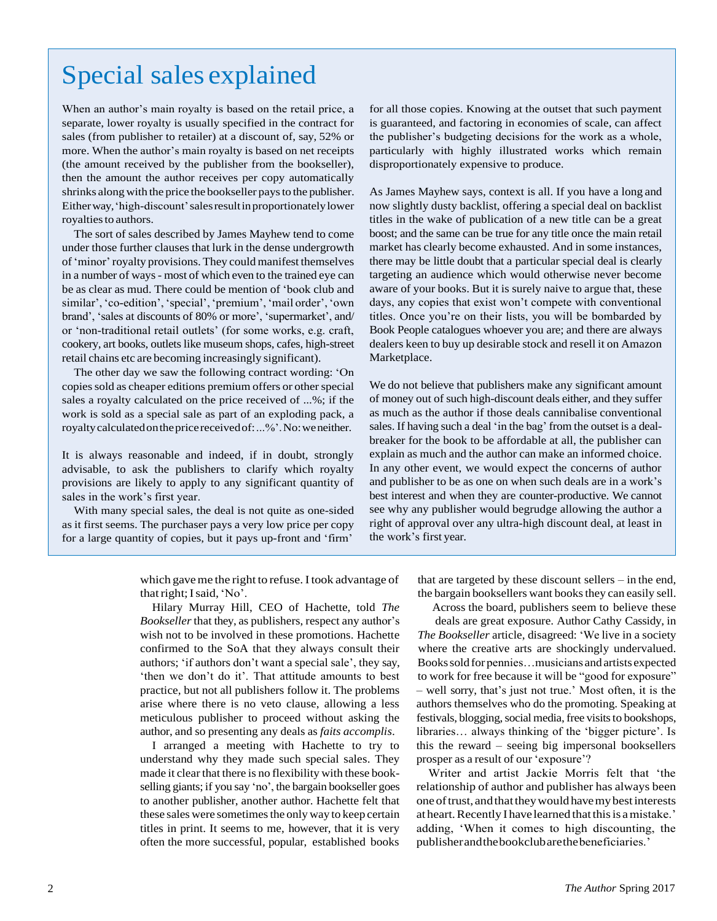# Special sales explained

When an author's main royalty is based on the retail price, a separate, lower royalty is usually specified in the contract for sales (from publisher to retailer) at a discount of, say, 52% or more. When the author's main royalty is based on net receipts (the amount received by the publisher from the bookseller), then the amount the author receives per copy automatically shrinks along with the price the bookseller pays to the publisher. Either way, 'high-discount' sales result in proportionately lower royalties to authors.

The sort of sales described by James Mayhew tend to come under those further clauses that lurk in the dense undergrowth of 'minor' royalty provisions. They could manifest themselves in a number of ways - most of which even to the trained eye can be as clear as mud. There could be mention of 'book club and similar', 'co-edition', 'special', 'premium', 'mail order', 'own brand', 'sales at discounts of 80% or more', 'supermarket', and/or 'non-traditional retail outlets' (for some works, e.g. craft, cookery, art books, outlets like museum shops, cafes, high-street retail chains etc are becoming increasingly significant).

The other day we saw the following contract wording: 'On copies sold as cheaper editions premium offers or other special sales a royalty calculated on the price received of ...%; if the work is sold as a special sale as part of an exploding pack, a royalty calculated on the price received of: ...%'. No: we neither.

It is always reasonable and indeed, if in doubt, strongly advisable, to ask the publishers to clarify which royalty provisions are likely to apply to any significant quantity of sales in the work's first year.

With many special sales, the deal is not quite as one-sided as it first seems. The purchaser pays a very low price per copy for a large quantity of copies, but it pays up-front and 'firm' for all those copies. Knowing at the outset that such payment is guaranteed, and factoring in economies of scale, can affect the publisher's budgeting decisions for the work as a whole, particularly with highly illustrated works which remain disproportionately expensive to produce.

As James Mayhew says, context is all. If you have a long and now slightly dusty backlist, offering a special deal on backlist titles in the wake of publication of a new title can be a great boost; and the same can be true for any title once the main retail market has clearly become exhausted. And in some instances, there may be little doubt that a particular special deal is clearly targeting an audience which would otherwise never become aware of your books. But it is surely naive to argue that, these days, any copies that exist won't compete with conventional titles. Once you're on their lists, you will be bombarded by Book People catalogues whoever you are; and there are always dealers keen to buy up desirable stock and resell it on Amazon Marketplace.

We do not believe that publishers make any significant amount of money out of such high-discount deals either, and they suffer as much as the author if those deals cannibalise conventional sales. If having such a deal 'in the bag' from the outset is a deal-breaker for the book to be affordable at all, the publisher can explain as much and the author can make an informed choice. In any other event, we would expect the concerns of author and publisher to be as one on when such deals are in a work's best interest and when they are counter-productive. We cannot see why any publisher would begrudge allowing the author a right of approval over any ultra-high discount deal, at least in the work's first year.

---

which gave me the right to refuse. I took advantage of that right; I said, 'No'.

Hilary Murray Hill, CEO of Hachette, told *The Bookseller* that they, as publishers, respect any author's wish not to be involved in these promotions. Hachette confirmed to the SoA that they always consult their authors; 'if authors don't want a special sale', they say, 'then we don't do it'. That attitude amounts to best practice, but not all publishers follow it. The problems arise where there is no veto clause, allowing a less meticulous publisher to proceed without asking the author, and so presenting any deals as *faits accomplis*.

I arranged a meeting with Hachette to try to understand why they made such special sales. They made it clear that there is no flexibility with these book-selling giants; if you say 'no', the bargain bookseller goes to another publisher, another author. Hachette felt that these sales were sometimes the only way to keep certain titles in print. It seems to me, however, that it is very often the more successful, popular, established books that are targeted by these discount sellers – in the end, the bargain booksellers want books they can easily sell.

Across the board, publishers seem to believe these deals are great exposure. Author Cathy Cassidy, in *The Bookseller* article, disagreed: 'We live in a society where the creative arts are shockingly undervalued. Books sold for pennies…musicians and artists expected to work for free because it will be "good for exposure" – well sorry, that's just not true.' Most often, it is the authors themselves who do the promoting. Speaking at festivals, blogging, social media, free visits to bookshops, libraries… always thinking of the 'bigger picture'. Is this the reward – seeing big impersonal booksellers prosper as a result of our 'exposure'?

Writer and artist Jackie Morris felt that 'the relationship of author and publisher has always been one of trust, and that they would have my best interests at heart. Recently I have learned that this is a mistake.' adding, 'When it comes to high discounting, the publisher and the book club are the beneficiaries.'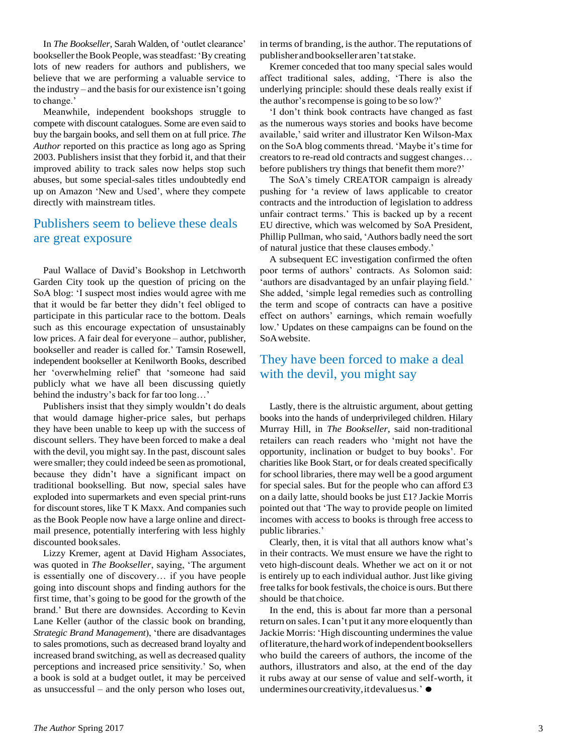In *The Bookseller*, Sarah Walden, of 'outlet clearance' bookseller the Book People, was steadfast: 'By creating lots of new readers for authors and publishers, we believe that we are performing a valuable service to the industry – and the basis for our existence isn't going to change.'

Meanwhile, independent bookshops struggle to compete with discount catalogues. Some are even said to buy the bargain books, and sell them on at full price. *The Author* reported on this practice as long ago as Spring 2003. Publishers insist that they forbid it, and that their improved ability to track sales now helps stop such abuses, but some special-sales titles undoubtedly end up on Amazon 'New and Used', where they compete directly with mainstream titles.

## Publishers seem to believe these deals are great exposure

Paul Wallace of David's Bookshop in Letchworth Garden City took up the question of pricing on the SoA blog: 'I suspect most indies would agree with me that it would be far better they didn't feel obliged to participate in this particular race to the bottom. Deals such as this encourage expectation of unsustainably low prices. A fair deal for everyone – author, publisher, bookseller and reader is called for.' Tamsin Rosewell, independent bookseller at Kenilworth Books, described her 'overwhelming relief' that 'someone had said publicly what we have all been discussing quietly behind the industry's back for far too long…'

Publishers insist that they simply wouldn't do deals that would damage higher-price sales, but perhaps they have been unable to keep up with the success of discount sellers. They have been forced to make a deal with the devil, you might say. In the past, discount sales were smaller; they could indeed be seen as promotional, because they didn't have a significant impact on traditional bookselling. But now, special sales have exploded into supermarkets and even special print-runs for discount stores, like T K Maxx. And companies such as the Book People now have a large online and direct-mail presence, potentially interfering with less highly discounted book sales.

Lizzy Kremer, agent at David Higham Associates, was quoted in *The Bookseller*, saying, 'The argument is essentially one of discovery… if you have people going into discount shops and finding authors for the first time, that's going to be good for the growth of the brand.' But there are downsides. According to Kevin Lane Keller (author of the classic book on branding, *Strategic Brand Management*), 'there are disadvantages to sales promotions, such as decreased brand loyalty and increased brand switching, as well as decreased quality perceptions and increased price sensitivity.' So, when a book is sold at a budget outlet, it may be perceived as unsuccessful – and the only person who loses out, in terms of branding, is the author. The reputations of publisher and bookseller aren't at stake.

Kremer conceded that too many special sales would affect traditional sales, adding, 'There is also the underlying principle: should these deals really exist if the author's recompense is going to be so low?'

'I don't think book contracts have changed as fast as the numerous ways stories and books have become available,' said writer and illustrator Ken Wilson-Max on the SoA blog comments thread. 'Maybe it's time for creators to re-read old contracts and suggest changes… before publishers try things that benefit them more?'

The SoA's timely CREATOR campaign is already pushing for 'a review of laws applicable to creator contracts and the introduction of legislation to address unfair contract terms.' This is backed up by a recent EU directive, which was welcomed by SoA President, Phillip Pullman, who said, 'Authors badly need the sort of natural justice that these clauses embody.'

A subsequent EC investigation confirmed the often poor terms of authors' contracts. As Solomon said: 'authors are disadvantaged by an unfair playing field.' She added, 'simple legal remedies such as controlling the term and scope of contracts can have a positive effect on authors' earnings, which remain woefully low.' Updates on these campaigns can be found on the SoA website.

## They have been forced to make a deal with the devil, you might say

Lastly, there is the altruistic argument, about getting books into the hands of underprivileged children. Hilary Murray Hill, in *The Bookseller*, said non-traditional retailers can reach readers who 'might not have the opportunity, inclination or budget to buy books'. For charities like Book Start, or for deals created specifically for school libraries, there may well be a good argument for special sales. But for the people who can afford £3 on a daily latte, should books be just £1? Jackie Morris pointed out that 'The way to provide people on limited incomes with access to books is through free access to public libraries.'

Clearly, then, it is vital that all authors know what's in their contracts. We must ensure we have the right to veto high-discount deals. Whether we act on it or not is entirely up to each individual author. Just like giving free talks for book festivals, the choice is ours. But there should be that choice.

In the end, this is about far more than a personal return on sales. I can't put it any more eloquently than Jackie Morris: 'High discounting undermines the value of literature, the hard work of independent booksellers who build the careers of authors, the income of the authors, illustrators and also, at the end of the day it rubs away at our sense of value and self-worth, it undermines our creativity, it devalues us.' ●